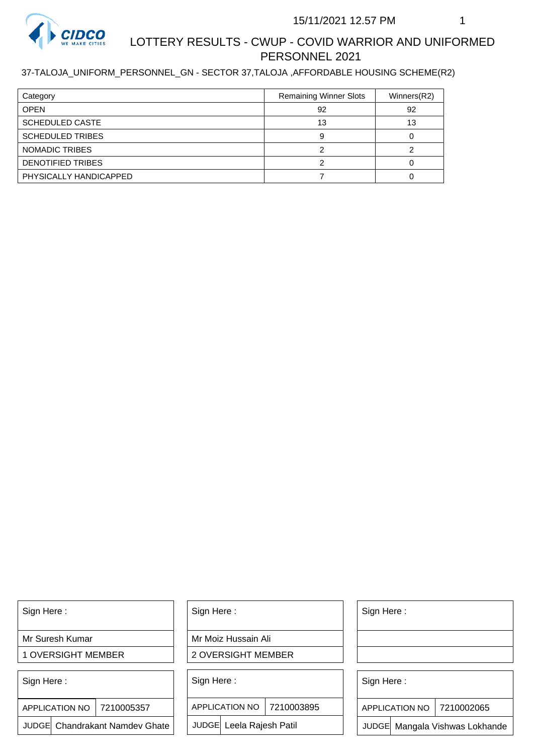15/11/2021 12.57 PM

# LOTTERY RESULTS - CWUP - COVID WARRIOR AND UNIFORMED PERSONNEL 2021

37-TALOJA_UNIFORM_PERSONNEL_GN - SECTOR 37,TALOJA ,AFFORDABLE HOUSING SCHEME(R2)

| Category | Remaining Winner Slots | Winners(R2) |
|---|---|---|
| OPEN | 92 | 92 |
| SCHEDULED CASTE | 13 | 13 |
| SCHEDULED TRIBES | 9 | 0 |
| NOMADIC TRIBES | 2 | 2 |
| DENOTIFIED TRIBES | 2 | 0 |
| PHYSICALLY HANDICAPPED | 7 | 0 |

| Sign Here : |
|---|
| Mr Suresh Kumar |
| 1 OVERSIGHT MEMBER |

| Sign Here : |
|---|
| Mr Moiz Hussain Ali |
| 2 OVERSIGHT MEMBER |

| Sign Here : |
|---|
| |
| |

| Sign Here : | |
|---|---|
| APPLICATION NO | 7210005357 |
| JUDGE | Chandrakant Namdev Ghate |

| Sign Here : | |
|---|---|
| APPLICATION NO | 7210003895 |
| JUDGE | Leela Rajesh Patil |

| Sign Here : | |
|---|---|
| APPLICATION NO | 7210002065 |
| JUDGE | Mangala Vishwas Lokhande |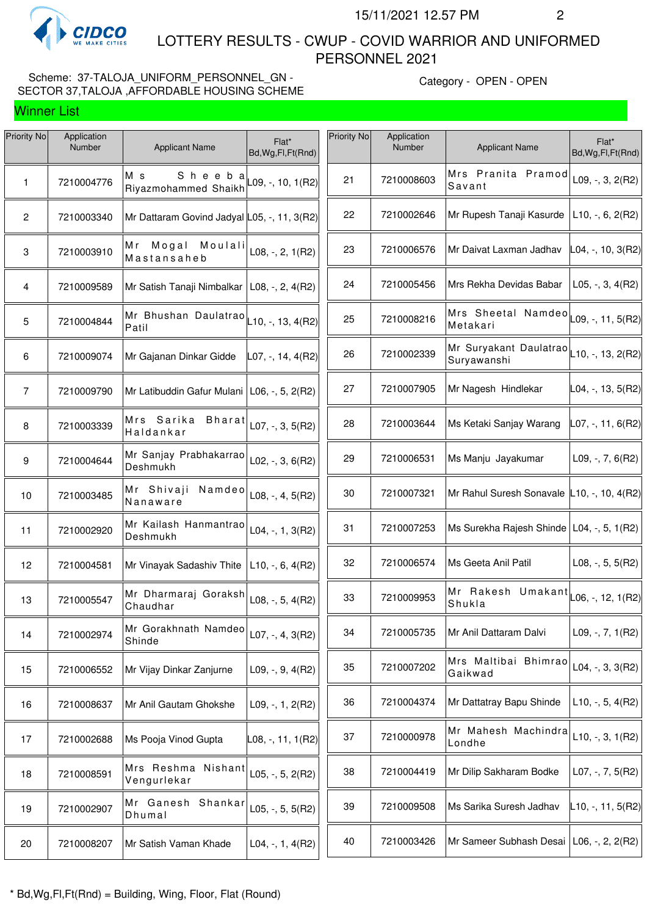# LOTTERY RESULTS - CWUP - COVID WARRIOR AND UNIFORMED PERSONNEL 2021

15/11/2021 12.57 PM

Scheme: 37-TALOJA_UNIFORM_PERSONNEL_GN - SECTOR 37,TALOJA ,AFFORDABLE HOUSING SCHEME

Category - OPEN - OPEN

## Winner List

| Priority No | Application Number | Applicant Name | Flat* Bd,Wg,Fl,Ft(Rnd) |
|---|---|---|---|
| 1 | 7210004776 | M s Sheeba Riyazmohammed Shaikh | L09, -, 10, 1(R2) |
| 2 | 7210003340 | Mr Dattaram Govind Jadyal | L05, -, 11, 3(R2) |
| 3 | 7210003910 | Mr Mogal Moulali Mastansaheb | L08, -, 2, 1(R2) |
| 4 | 7210009589 | Mr Satish Tanaji Nimbalkar | L08, -, 2, 4(R2) |
| 5 | 7210004844 | Mr Bhushan Daulatrao Patil | L10, -, 13, 4(R2) |
| 6 | 7210009074 | Mr Gajanan Dinkar Gidde | L07, -, 14, 4(R2) |
| 7 | 7210009790 | Mr Latibuddin Gafur Mulani | L06, -, 5, 2(R2) |
| 8 | 7210003339 | Mrs Sarika Bharat Haldankar | L07, -, 3, 5(R2) |
| 9 | 7210004644 | Mr Sanjay Prabhakarrao Deshmukh | L02, -, 3, 6(R2) |
| 10 | 7210003485 | Mr Shivaji Namdeo Nanaware | L08, -, 4, 5(R2) |
| 11 | 7210002920 | Mr Kailash Hanmantrao Deshmukh | L04, -, 1, 3(R2) |
| 12 | 7210004581 | Mr Vinayak Sadashiv Thite | L10, -, 6, 4(R2) |
| 13 | 7210005547 | Mr Dharmaraj Goraksh Chaudhar | L08, -, 5, 4(R2) |
| 14 | 7210002974 | Mr Gorakhnath Namdeo Shinde | L07, -, 4, 3(R2) |
| 15 | 7210006552 | Mr Vijay Dinkar Zanjurne | L09, -, 9, 4(R2) |
| 16 | 7210008637 | Mr Anil Gautam Ghokshe | L09, -, 1, 2(R2) |
| 17 | 7210002688 | Ms Pooja Vinod Gupta | L08, -, 11, 1(R2) |
| 18 | 7210008591 | Mrs Reshma Nishant Vengurlekar | L05, -, 5, 2(R2) |
| 19 | 7210002907 | Mr Ganesh Shankar Dhumal | L05, -, 5, 5(R2) |
| 20 | 7210008207 | Mr Satish Vaman Khade | L04, -, 1, 4(R2) |
| 21 | 7210008603 | Mrs Pranita Pramod Savant | L09, -, 3, 2(R2) |
| 22 | 7210002646 | Mr Rupesh Tanaji Kasurde | L10, -, 6, 2(R2) |
| 23 | 7210006576 | Mr Daivat Laxman Jadhav | L04, -, 10, 3(R2) |
| 24 | 7210005456 | Mrs Rekha Devidas Babar | L05, -, 3, 4(R2) |
| 25 | 7210008216 | Mrs Sheetal Namdeo Metakari | L09, -, 11, 5(R2) |
| 26 | 7210002339 | Mr Suryakant Daulatrao Suryawanshi | L10, -, 13, 2(R2) |
| 27 | 7210007905 | Mr Nagesh Hindlekar | L04, -, 13, 5(R2) |
| 28 | 7210003644 | Ms Ketaki Sanjay Warang | L07, -, 11, 6(R2) |
| 29 | 7210006531 | Ms Manju Jayakumar | L09, -, 7, 6(R2) |
| 30 | 7210007321 | Mr Rahul Suresh Sonavale | L10, -, 10, 4(R2) |
| 31 | 7210007253 | Ms Surekha Rajesh Shinde | L04, -, 5, 1(R2) |
| 32 | 7210006574 | Ms Geeta Anil Patil | L08, -, 5, 5(R2) |
| 33 | 7210009953 | Mr Rakesh Umakant Shukla | L06, -, 12, 1(R2) |
| 34 | 7210005735 | Mr Anil Dattaram Dalvi | L09, -, 7, 1(R2) |
| 35 | 7210007202 | Mrs Maltibai Bhimrao Gaikwad | L04, -, 3, 3(R2) |
| 36 | 7210004374 | Mr Dattatray Bapu Shinde | L10, -, 5, 4(R2) |
| 37 | 7210000978 | Mr Mahesh Machindra Londhe | L10, -, 3, 1(R2) |
| 38 | 7210004419 | Mr Dilip Sakharam Bodke | L07, -, 7, 5(R2) |
| 39 | 7210009508 | Ms Sarika Suresh Jadhav | L10, -, 11, 5(R2) |
| 40 | 7210003426 | Mr Sameer Subhash Desai | L06, -, 2, 2(R2) |

\* Bd,Wg,Fl,Ft(Rnd) = Building, Wing, Floor, Flat (Round)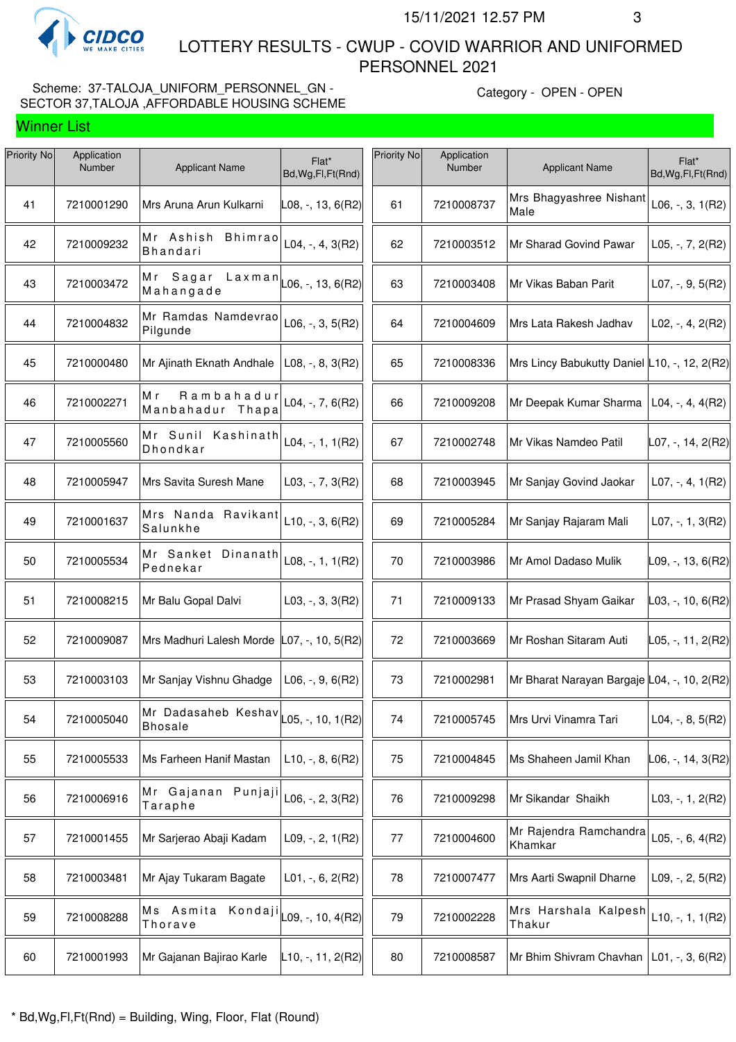# LOTTERY RESULTS - CWUP - COVID WARRIOR AND UNIFORMED PERSONNEL 2021

15/11/2021 12.57 PM

Scheme: 37-TALOJA_UNIFORM_PERSONNEL_GN - SECTOR 37,TALOJA ,AFFORDABLE HOUSING SCHEME

Category - OPEN - OPEN

## Winner List

| Priority No | Application Number | Applicant Name | Flat* Bd,Wg,Fl,Ft(Rnd) |
|---|---|---|---|
| 41 | 7210001290 | Mrs Aruna Arun Kulkarni | L08, -, 13, 6(R2) |
| 42 | 7210009232 | Mr Ashish Bhimrao Bhandari | L04, -, 4, 3(R2) |
| 43 | 7210003472 | Mr Sagar Laxman Mahangade | L06, -, 13, 6(R2) |
| 44 | 7210004832 | Mr Ramdas Namdevrao Pilgunde | L06, -, 3, 5(R2) |
| 45 | 7210000480 | Mr Ajinath Eknath Andhale | L08, -, 8, 3(R2) |
| 46 | 7210002271 | Mr Rambahadur Manbahadur Thapa | L04, -, 7, 6(R2) |
| 47 | 7210005560 | Mr Sunil Kashinath Dhondkar | L04, -, 1, 1(R2) |
| 48 | 7210005947 | Mrs Savita Suresh Mane | L03, -, 7, 3(R2) |
| 49 | 7210001637 | Mrs Nanda Ravikant Salunkhe | L10, -, 3, 6(R2) |
| 50 | 7210005534 | Mr Sanket Dinanath Pednekar | L08, -, 1, 1(R2) |
| 51 | 7210008215 | Mr Balu Gopal Dalvi | L03, -, 3, 3(R2) |
| 52 | 7210009087 | Mrs Madhuri Lalesh Morde | L07, -, 10, 5(R2) |
| 53 | 7210003103 | Mr Sanjay Vishnu Ghadge | L06, -, 9, 6(R2) |
| 54 | 7210005040 | Mr Dadasaheb Keshav Bhosale | L05, -, 10, 1(R2) |
| 55 | 7210005533 | Ms Farheen Hanif Mastan | L10, -, 8, 6(R2) |
| 56 | 7210006916 | Mr Gajanan Punjaji Taraphe | L06, -, 2, 3(R2) |
| 57 | 7210001455 | Mr Sarjerao Abaji Kadam | L09, -, 2, 1(R2) |
| 58 | 7210003481 | Mr Ajay Tukaram Bagate | L01, -, 6, 2(R2) |
| 59 | 7210008288 | Ms Asmita Kondaji Thorave | L09, -, 10, 4(R2) |
| 60 | 7210001993 | Mr Gajanan Bajirao Karle | L10, -, 11, 2(R2) |
| 61 | 7210008737 | Mrs Bhagyashree Nishant Male | L06, -, 3, 1(R2) |
| 62 | 7210003512 | Mr Sharad Govind Pawar | L05, -, 7, 2(R2) |
| 63 | 7210003408 | Mr Vikas Baban Parit | L07, -, 9, 5(R2) |
| 64 | 7210004609 | Mrs Lata Rakesh Jadhav | L02, -, 4, 2(R2) |
| 65 | 7210008336 | Mrs Lincy Babukutty Daniel | L10, -, 12, 2(R2) |
| 66 | 7210009208 | Mr Deepak Kumar Sharma | L04, -, 4, 4(R2) |
| 67 | 7210002748 | Mr Vikas Namdeo Patil | L07, -, 14, 2(R2) |
| 68 | 7210003945 | Mr Sanjay Govind Jaokar | L07, -, 4, 1(R2) |
| 69 | 7210005284 | Mr Sanjay Rajaram Mali | L07, -, 1, 3(R2) |
| 70 | 7210003986 | Mr Amol Dadaso Mulik | L09, -, 13, 6(R2) |
| 71 | 7210009133 | Mr Prasad Shyam Gaikar | L03, -, 10, 6(R2) |
| 72 | 7210003669 | Mr Roshan Sitaram Auti | L05, -, 11, 2(R2) |
| 73 | 7210002981 | Mr Bharat Narayan Bargaje | L04, -, 10, 2(R2) |
| 74 | 7210005745 | Mrs Urvi Vinamra Tari | L04, -, 8, 5(R2) |
| 75 | 7210004845 | Ms Shaheen Jamil Khan | L06, -, 14, 3(R2) |
| 76 | 7210009298 | Mr Sikandar Shaikh | L03, -, 1, 2(R2) |
| 77 | 7210004600 | Mr Rajendra Ramchandra Khamkar | L05, -, 6, 4(R2) |
| 78 | 7210007477 | Mrs Aarti Swapnil Dharne | L09, -, 2, 5(R2) |
| 79 | 7210002228 | Mrs Harshala Kalpesh Thakur | L10, -, 1, 1(R2) |
| 80 | 7210008587 | Mr Bhim Shivram Chavhan | L01, -, 3, 6(R2) |

* Bd,Wg,Fl,Ft(Rnd) = Building, Wing, Floor, Flat (Round)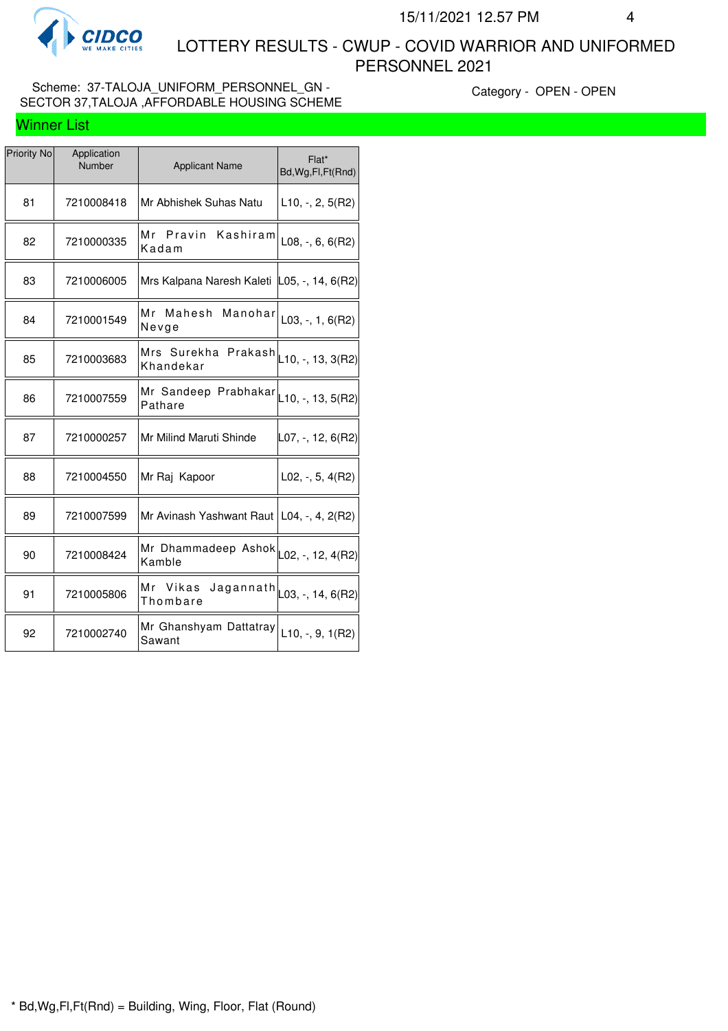# LOTTERY RESULTS - CWUP - COVID WARRIOR AND UNIFORMED PERSONNEL 2021

Scheme: 37-TALOJA_UNIFORM_PERSONNEL_GN - SECTOR 37,TALOJA ,AFFORDABLE HOUSING SCHEME

Category - OPEN - OPEN

## Winner List

| Priority No | Application Number | Applicant Name | Flat* Bd,Wg,Fl,Ft(Rnd) |
|---|---|---|---|
| 81 | 7210008418 | Mr Abhishek Suhas Natu | L10, -, 2, 5(R2) |
| 82 | 7210000335 | Mr Pravin Kashiram Kadam | L08, -, 6, 6(R2) |
| 83 | 7210006005 | Mrs Kalpana Naresh Kaleti | L05, -, 14, 6(R2) |
| 84 | 7210001549 | Mr Mahesh Manohar Nevge | L03, -, 1, 6(R2) |
| 85 | 7210003683 | Mrs Surekha Prakash Khandekar | L10, -, 13, 3(R2) |
| 86 | 7210007559 | Mr Sandeep Prabhakar Pathare | L10, -, 13, 5(R2) |
| 87 | 7210000257 | Mr Milind Maruti Shinde | L07, -, 12, 6(R2) |
| 88 | 7210004550 | Mr Raj Kapoor | L02, -, 5, 4(R2) |
| 89 | 7210007599 | Mr Avinash Yashwant Raut | L04, -, 4, 2(R2) |
| 90 | 7210008424 | Mr Dhammadeep Ashok Kamble | L02, -, 12, 4(R2) |
| 91 | 7210005806 | Mr Vikas Jagannath Thombare | L03, -, 14, 6(R2) |
| 92 | 7210002740 | Mr Ghanshyam Dattatray Sawant | L10, -, 9, 1(R2) |

* Bd,Wg,Fl,Ft(Rnd) = Building, Wing, Floor, Flat (Round)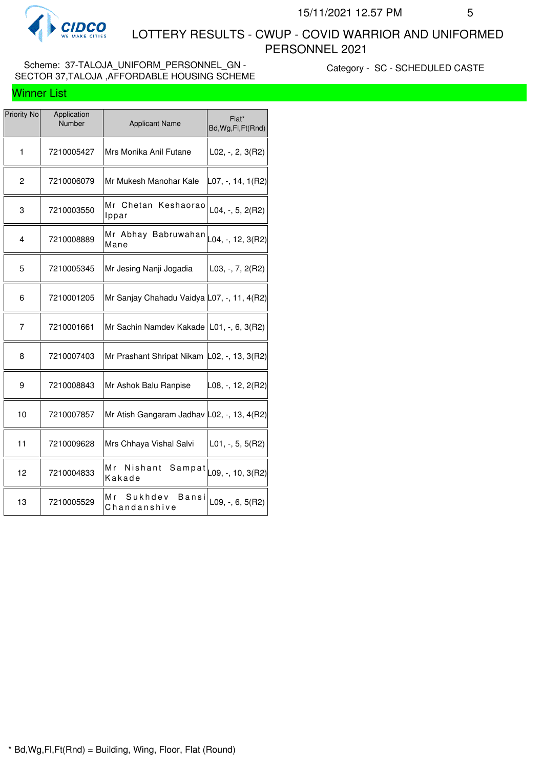# LOTTERY RESULTS - CWUP - COVID WARRIOR AND UNIFORMED PERSONNEL 2021

15/11/2021 12.57 PM

Scheme: 37-TALOJA_UNIFORM_PERSONNEL_GN - SECTOR 37,TALOJA ,AFFORDABLE HOUSING SCHEME

Category - SC - SCHEDULED CASTE

## Winner List

| Priority No | Application Number | Applicant Name | Flat* Bd,Wg,Fl,Ft(Rnd) |
|---|---|---|---|
| 1 | 7210005427 | Mrs Monika Anil Futane | L02, -, 2, 3(R2) |
| 2 | 7210006079 | Mr Mukesh Manohar Kale | L07, -, 14, 1(R2) |
| 3 | 7210003550 | Mr Chetan Keshaorao Ippar | L04, -, 5, 2(R2) |
| 4 | 7210008889 | Mr Abhay Babruwahan Mane | L04, -, 12, 3(R2) |
| 5 | 7210005345 | Mr Jesing Nanji Jogadia | L03, -, 7, 2(R2) |
| 6 | 7210001205 | Mr Sanjay Chahadu Vaidya | L07, -, 11, 4(R2) |
| 7 | 7210001661 | Mr Sachin Namdev Kakade | L01, -, 6, 3(R2) |
| 8 | 7210007403 | Mr Prashant Shripat Nikam | L02, -, 13, 3(R2) |
| 9 | 7210008843 | Mr Ashok Balu Ranpise | L08, -, 12, 2(R2) |
| 10 | 7210007857 | Mr Atish Gangaram Jadhav | L02, -, 13, 4(R2) |
| 11 | 7210009628 | Mrs Chhaya Vishal Salvi | L01, -, 5, 5(R2) |
| 12 | 7210004833 | Mr Nishant Sampat Kakade | L09, -, 10, 3(R2) |
| 13 | 7210005529 | Mr Sukhdev Bansi Chandanshive | L09, -, 6, 5(R2) |

* Bd,Wg,Fl,Ft(Rnd) = Building, Wing, Floor, Flat (Round)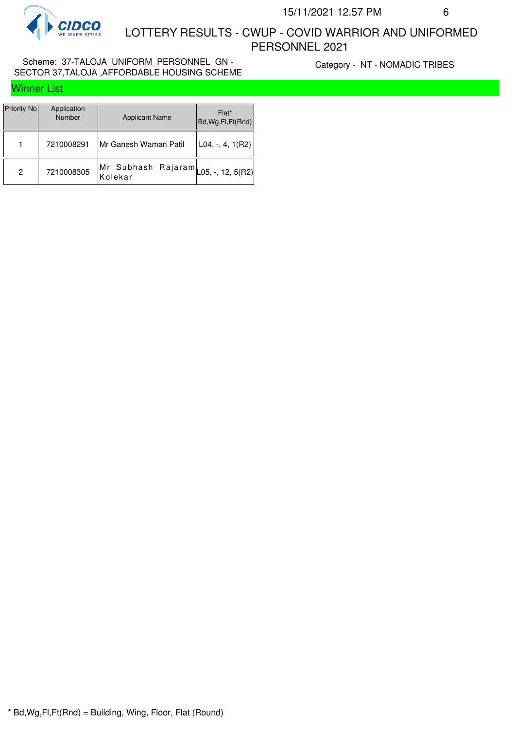LOTTERY RESULTS - CWUP - COVID WARRIOR AND UNIFORMED PERSONNEL 2021

Scheme: 37-TALOJA_UNIFORM_PERSONNEL_GN - SECTOR 37,TALOJA ,AFFORDABLE HOUSING SCHEME

Category - NT - NOMADIC TRIBES

## Winner List

| Priority No | Application Number | Applicant Name | Flat* Bd,Wg,Fl,Ft(Rnd) |
|---|---|---|---|
| 1 | 7210008291 | Mr Ganesh Waman Patil | L04, -, 4, 1(R2) |
| 2 | 7210008305 | Mr Subhash Rajaram Kolekar | L05, -, 12, 5(R2) |

* Bd,Wg,Fl,Ft(Rnd) = Building, Wing, Floor, Flat (Round)